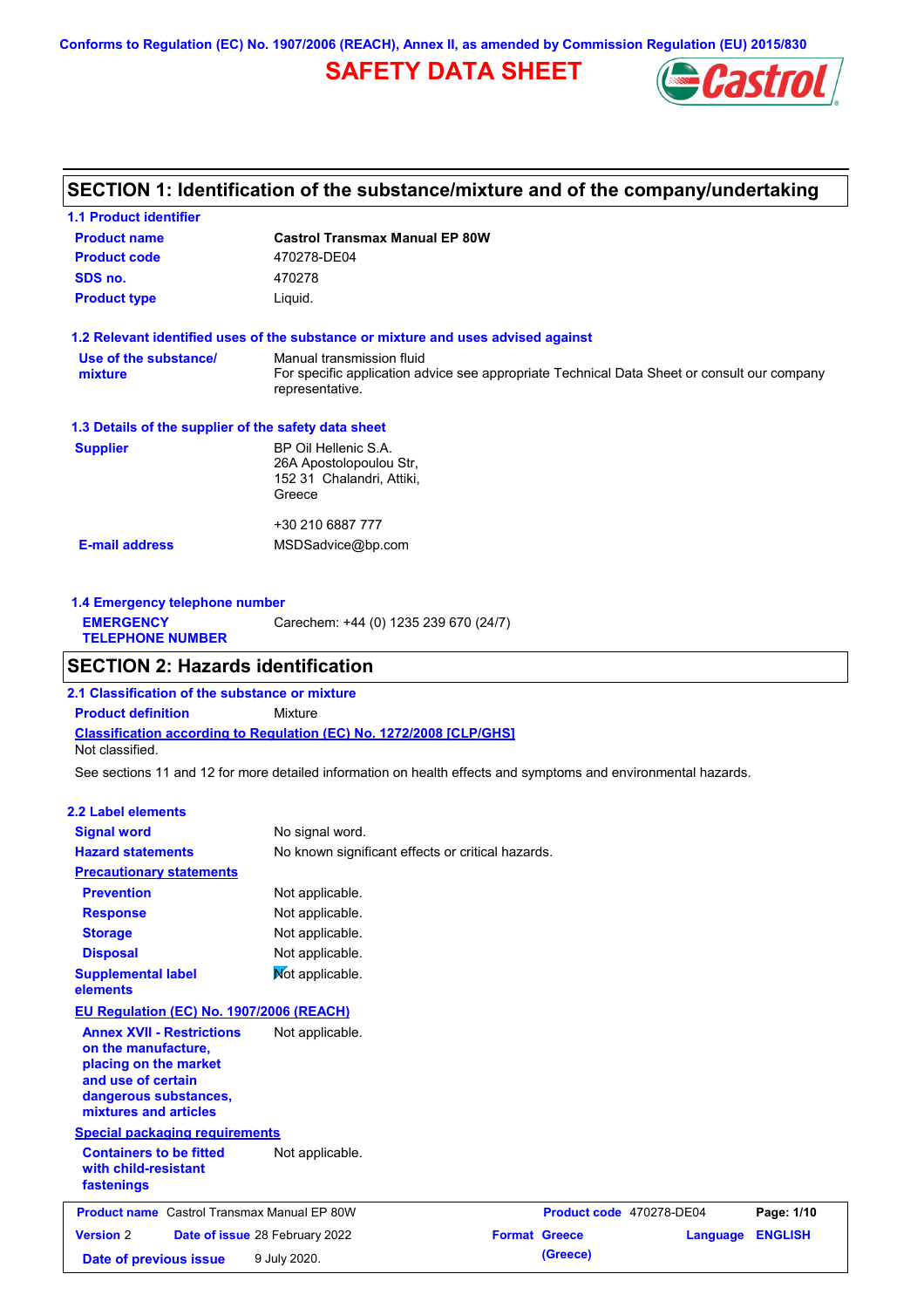Conforms to Regulation (EC) No. 1907/2006 (REACH), Annex II, as amended by Commission Regulation (EU) 2015/830

# SAFETY DATA SHEET

## SECTION 1: Identification of the substance/mixture and of the company/undertaking

### 1.1 Product identifier

| | |
|---|---|
| **Product name** | **Castrol Transmax Manual EP 80W** |
| **Product code** | 470278-DE04 |
| **SDS no.** | 470278 |
| **Product type** | Liquid. |

### 1.2 Relevant identified uses of the substance or mixture and uses advised against

| | |
|---|---|
| **Use of the substance/ mixture** | Manual transmission fluid<br>For specific application advice see appropriate Technical Data Sheet or consult our company representative. |

### 1.3 Details of the supplier of the safety data sheet

| | |
|---|---|
| **Supplier** | BP Oil Hellenic S.A.<br>26A Apostolopoulou Str,<br>152 31 Chalandri, Attiki,<br>Greece<br><br>+30 210 6887 777 |
| **E-mail address** | MSDSadvice@bp.com |

### 1.4 Emergency telephone number

| | |
|---|---|
| **EMERGENCY TELEPHONE NUMBER** | Carechem: +44 (0) 1235 239 670 (24/7) |

## SECTION 2: Hazards identification

### 2.1 Classification of the substance or mixture

**Product definition** Mixture

**Classification according to Regulation (EC) No. 1272/2008 [CLP/GHS]**

Not classified.

See sections 11 and 12 for more detailed information on health effects and symptoms and environmental hazards.

### 2.2 Label elements

| | |
|---|---|
| **Signal word** | No signal word. |
| **Hazard statements** | No known significant effects or critical hazards. |

**Precautionary statements**

| | |
|---|---|
| **Prevention** | Not applicable. |
| **Response** | Not applicable. |
| **Storage** | Not applicable. |
| **Disposal** | Not applicable. |
| **Supplemental label elements** | Not applicable. |

**EU Regulation (EC) No. 1907/2006 (REACH)**

| | |
|---|---|
| **Annex XVII - Restrictions on the manufacture, placing on the market and use of certain dangerous substances, mixtures and articles** | Not applicable. |

**Special packaging requirements**

| | |
|---|---|
| **Containers to be fitted with child-resistant fastenings** | Not applicable. |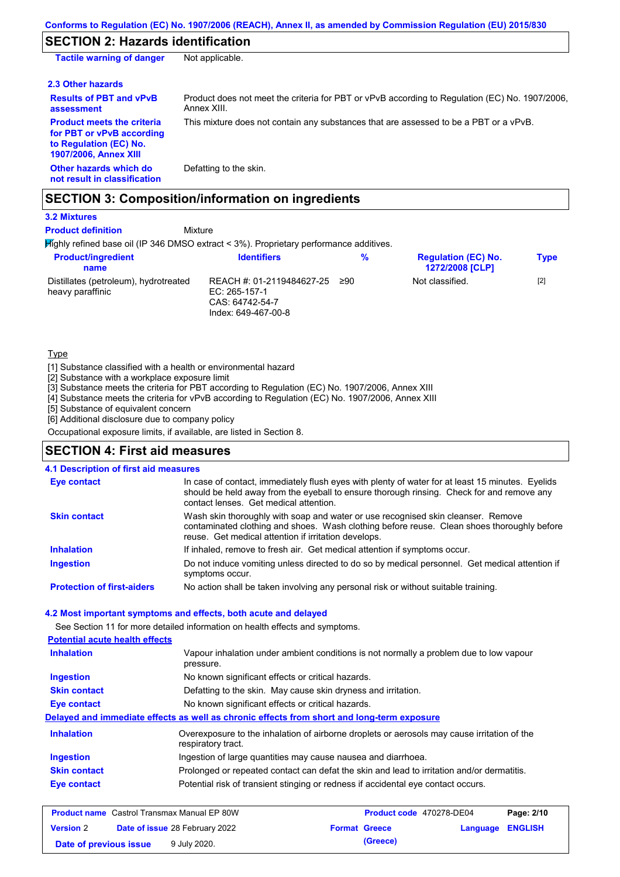## SECTION 2: Hazards identification

| | |
|---|---|
| **Tactile warning of danger** | Not applicable. |

### 2.3 Other hazards

| | |
|---|---|
| **Results of PBT and vPvB assessment** | Product does not meet the criteria for PBT or vPvB according to Regulation (EC) No. 1907/2006, Annex XIII. |
| **Product meets the criteria for PBT or vPvB according to Regulation (EC) No. 1907/2006, Annex XIII** | This mixture does not contain any substances that are assessed to be a PBT or a vPvB. |
| **Other hazards which do not result in classification** | Defatting to the skin. |

## SECTION 3: Composition/information on ingredients

### 3.2 Mixtures

**Product definition** Mixture

Highly refined base oil (IP 346 DMSO extract < 3%). Proprietary performance additives.

| Product/ingredient name | Identifiers | % | Regulation (EC) No. 1272/2008 [CLP] | Type |
|---|---|---|---|---|
| Distillates (petroleum), hydrotreated heavy paraffinic | REACH #: 01-2119484627-25<br>EC: 265-157-1<br>CAS: 64742-54-7<br>Index: 649-467-00-8 | ≥90 | Not classified. | [2] |

Type

[1] Substance classified with a health or environmental hazard
[2] Substance with a workplace exposure limit
[3] Substance meets the criteria for PBT according to Regulation (EC) No. 1907/2006, Annex XIII
[4] Substance meets the criteria for vPvB according to Regulation (EC) No. 1907/2006, Annex XIII
[5] Substance of equivalent concern
[6] Additional disclosure due to company policy

Occupational exposure limits, if available, are listed in Section 8.

## SECTION 4: First aid measures

### 4.1 Description of first aid measures

| | |
|---|---|
| **Eye contact** | In case of contact, immediately flush eyes with plenty of water for at least 15 minutes. Eyelids should be held away from the eyeball to ensure thorough rinsing. Check for and remove any contact lenses. Get medical attention. |
| **Skin contact** | Wash skin thoroughly with soap and water or use recognised skin cleanser. Remove contaminated clothing and shoes. Wash clothing before reuse. Clean shoes thoroughly before reuse. Get medical attention if irritation develops. |
| **Inhalation** | If inhaled, remove to fresh air. Get medical attention if symptoms occur. |
| **Ingestion** | Do not induce vomiting unless directed to do so by medical personnel. Get medical attention if symptoms occur. |
| **Protection of first-aiders** | No action shall be taken involving any personal risk or without suitable training. |

### 4.2 Most important symptoms and effects, both acute and delayed

See Section 11 for more detailed information on health effects and symptoms.

**Potential acute health effects**

| | |
|---|---|
| **Inhalation** | Vapour inhalation under ambient conditions is not normally a problem due to low vapour pressure. |
| **Ingestion** | No known significant effects or critical hazards. |
| **Skin contact** | Defatting to the skin. May cause skin dryness and irritation. |
| **Eye contact** | No known significant effects or critical hazards. |

**Delayed and immediate effects as well as chronic effects from short and long-term exposure**

| | |
|---|---|
| **Inhalation** | Overexposure to the inhalation of airborne droplets or aerosols may cause irritation of the respiratory tract. |
| **Ingestion** | Ingestion of large quantities may cause nausea and diarrhoea. |
| **Skin contact** | Prolonged or repeated contact can defat the skin and lead to irritation and/or dermatitis. |
| **Eye contact** | Potential risk of transient stinging or redness if accidental eye contact occurs. |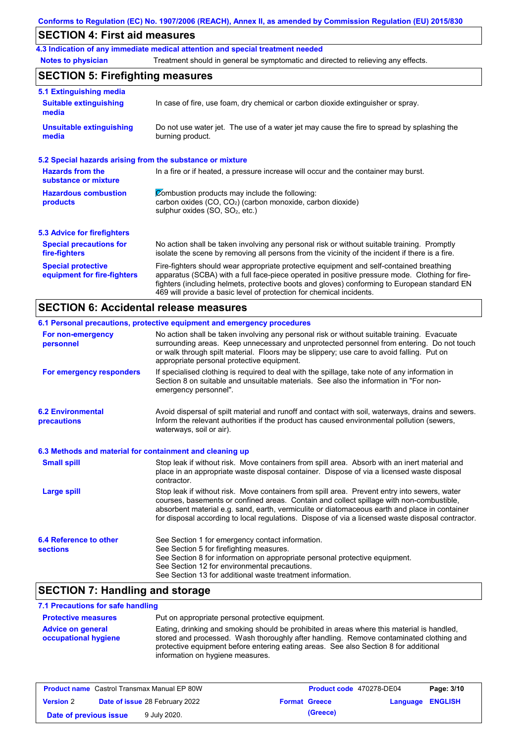## SECTION 4: First aid measures

### 4.3 Indication of any immediate medical attention and special treatment needed

**Notes to physician** Treatment should in general be symptomatic and directed to relieving any effects.

## SECTION 5: Firefighting measures

### 5.1 Extinguishing media

**Suitable extinguishing media** In case of fire, use foam, dry chemical or carbon dioxide extinguisher or spray.

**Unsuitable extinguishing media** Do not use water jet. The use of a water jet may cause the fire to spread by splashing the burning product.

### 5.2 Special hazards arising from the substance or mixture

**Hazards from the substance or mixture** In a fire or if heated, a pressure increase will occur and the container may burst.

**Hazardous combustion products** Combustion products may include the following:
carbon oxides (CO, $CO_2$) (carbon monoxide, carbon dioxide)
sulphur oxides (SO, $SO_2$, etc.)

### 5.3 Advice for firefighters

**Special precautions for fire-fighters** No action shall be taken involving any personal risk or without suitable training. Promptly isolate the scene by removing all persons from the vicinity of the incident if there is a fire.

**Special protective equipment for fire-fighters** Fire-fighters should wear appropriate protective equipment and self-contained breathing apparatus (SCBA) with a full face-piece operated in positive pressure mode. Clothing for fire-fighters (including helmets, protective boots and gloves) conforming to European standard EN 469 will provide a basic level of protection for chemical incidents.

## SECTION 6: Accidental release measures

### 6.1 Personal precautions, protective equipment and emergency procedures

**For non-emergency personnel** No action shall be taken involving any personal risk or without suitable training. Evacuate surrounding areas. Keep unnecessary and unprotected personnel from entering. Do not touch or walk through spilt material. Floors may be slippery; use care to avoid falling. Put on appropriate personal protective equipment.

**For emergency responders** If specialised clothing is required to deal with the spillage, take note of any information in Section 8 on suitable and unsuitable materials. See also the information in "For non-emergency personnel".

### 6.2 Environmental precautions

Avoid dispersal of spilt material and runoff and contact with soil, waterways, drains and sewers. Inform the relevant authorities if the product has caused environmental pollution (sewers, waterways, soil or air).

### 6.3 Methods and material for containment and cleaning up

**Small spill** Stop leak if without risk. Move containers from spill area. Absorb with an inert material and place in an appropriate waste disposal container. Dispose of via a licensed waste disposal contractor.

**Large spill** Stop leak if without risk. Move containers from spill area. Prevent entry into sewers, water courses, basements or confined areas. Contain and collect spillage with non-combustible, absorbent material e.g. sand, earth, vermiculite or diatomaceous earth and place in container for disposal according to local regulations. Dispose of via a licensed waste disposal contractor.

### 6.4 Reference to other sections

See Section 1 for emergency contact information.
See Section 5 for firefighting measures.
See Section 8 for information on appropriate personal protective equipment.
See Section 12 for environmental precautions.
See Section 13 for additional waste treatment information.

## SECTION 7: Handling and storage

### 7.1 Precautions for safe handling

**Protective measures** Put on appropriate personal protective equipment.

**Advice on general occupational hygiene** Eating, drinking and smoking should be prohibited in areas where this material is handled, stored and processed. Wash thoroughly after handling. Remove contaminated clothing and protective equipment before entering eating areas. See also Section 8 for additional information on hygiene measures.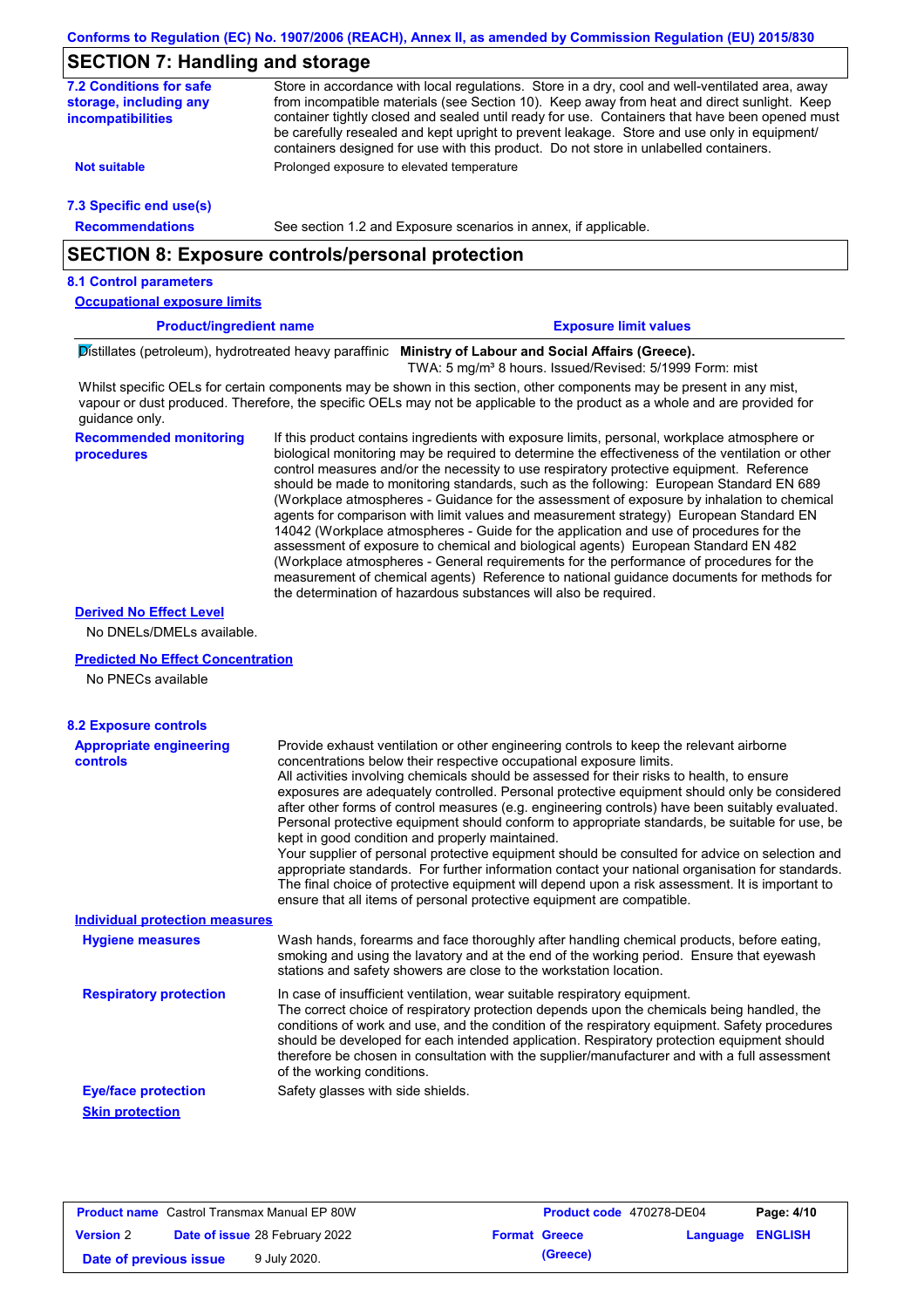## SECTION 7: Handling and storage

**7.2 Conditions for safe storage, including any incompatibilities**

Store in accordance with local regulations. Store in a dry, cool and well-ventilated area, away from incompatible materials (see Section 10). Keep away from heat and direct sunlight. Keep container tightly closed and sealed until ready for use. Containers that have been opened must be carefully resealed and kept upright to prevent leakage. Store and use only in equipment/ containers designed for use with this product. Do not store in unlabelled containers.

**Not suitable** Prolonged exposure to elevated temperature

**7.3 Specific end use(s)**

**Recommendations** See section 1.2 and Exposure scenarios in annex, if applicable.

## SECTION 8: Exposure controls/personal protection

**8.1 Control parameters**

**Occupational exposure limits**

| Product/ingredient name | Exposure limit values |
|---|---|
| Distillates (petroleum), hydrotreated heavy paraffinic | **Ministry of Labour and Social Affairs (Greece).** TWA: 5 mg/m³ 8 hours. Issued/Revised: 5/1999 Form: mist |

Whilst specific OELs for certain components may be shown in this section, other components may be present in any mist, vapour or dust produced. Therefore, the specific OELs may not be applicable to the product as a whole and are provided for guidance only.

**Recommended monitoring procedures**

If this product contains ingredients with exposure limits, personal, workplace atmosphere or biological monitoring may be required to determine the effectiveness of the ventilation or other control measures and/or the necessity to use respiratory protective equipment. Reference should be made to monitoring standards, such as the following: European Standard EN 689 (Workplace atmospheres - Guidance for the assessment of exposure by inhalation to chemical agents for comparison with limit values and measurement strategy) European Standard EN 14042 (Workplace atmospheres - Guide for the application and use of procedures for the assessment of exposure to chemical and biological agents) European Standard EN 482 (Workplace atmospheres - General requirements for the performance of procedures for the measurement of chemical agents) Reference to national guidance documents for methods for the determination of hazardous substances will also be required.

**Derived No Effect Level**

No DNELs/DMELs available.

**Predicted No Effect Concentration**

No PNECs available

**8.2 Exposure controls**

**Appropriate engineering controls**

Provide exhaust ventilation or other engineering controls to keep the relevant airborne concentrations below their respective occupational exposure limits.
All activities involving chemicals should be assessed for their risks to health, to ensure exposures are adequately controlled. Personal protective equipment should only be considered after other forms of control measures (e.g. engineering controls) have been suitably evaluated. Personal protective equipment should conform to appropriate standards, be suitable for use, be kept in good condition and properly maintained.
Your supplier of personal protective equipment should be consulted for advice on selection and appropriate standards. For further information contact your national organisation for standards. The final choice of protective equipment will depend upon a risk assessment. It is important to ensure that all items of personal protective equipment are compatible.

**Individual protection measures**

**Hygiene measures**

Wash hands, forearms and face thoroughly after handling chemical products, before eating, smoking and using the lavatory and at the end of the working period. Ensure that eyewash stations and safety showers are close to the workstation location.

**Respiratory protection**

In case of insufficient ventilation, wear suitable respiratory equipment.
The correct choice of respiratory protection depends upon the chemicals being handled, the conditions of work and use, and the condition of the respiratory equipment. Safety procedures should be developed for each intended application. Respiratory protection equipment should therefore be chosen in consultation with the supplier/manufacturer and with a full assessment of the working conditions.

**Eye/face protection** Safety glasses with side shields.

**Skin protection**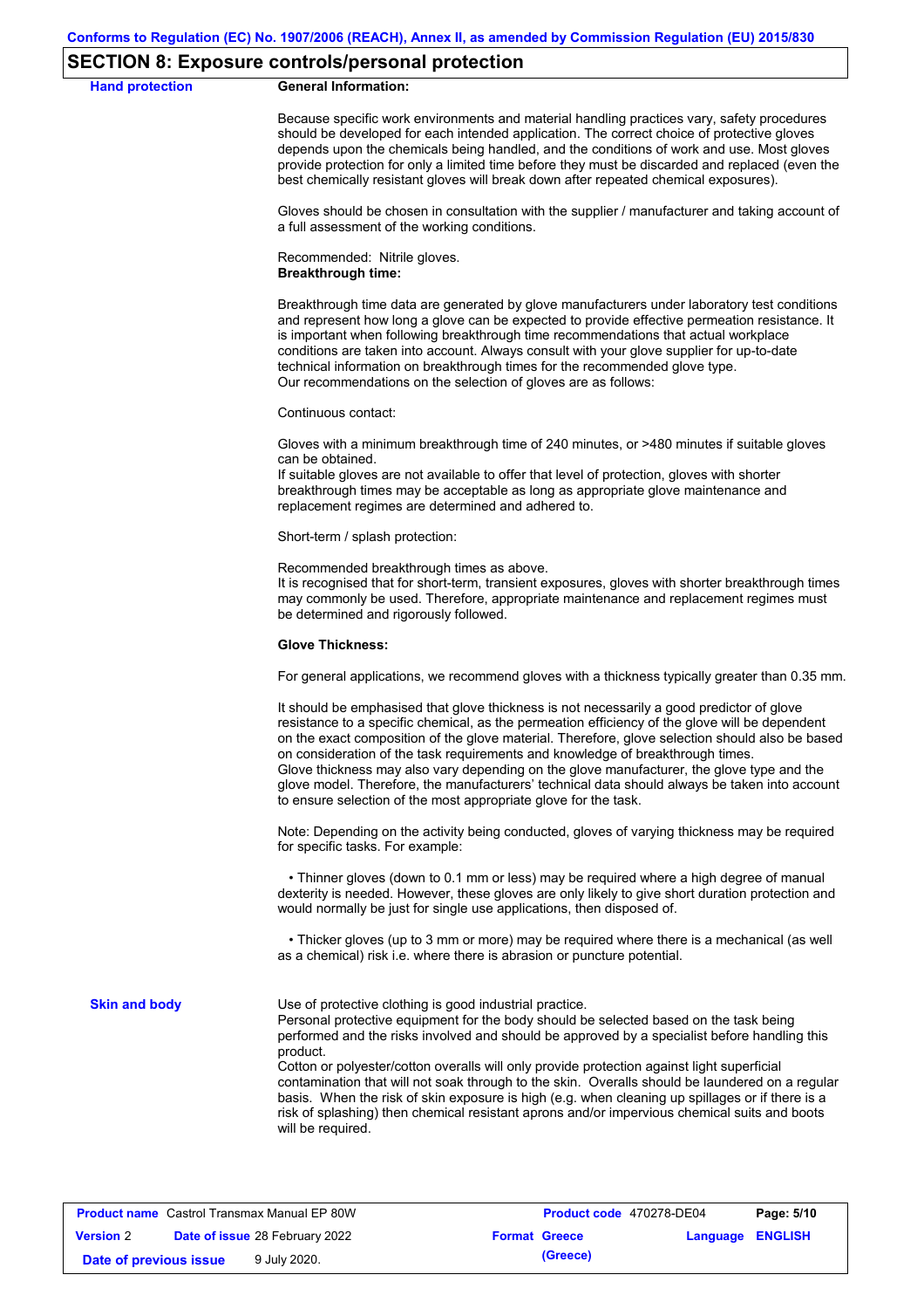## SECTION 8: Exposure controls/personal protection

**Hand protection**

**General Information:**

Because specific work environments and material handling practices vary, safety procedures should be developed for each intended application. The correct choice of protective gloves depends upon the chemicals being handled, and the conditions of work and use. Most gloves provide protection for only a limited time before they must be discarded and replaced (even the best chemically resistant gloves will break down after repeated chemical exposures).

Gloves should be chosen in consultation with the supplier / manufacturer and taking account of a full assessment of the working conditions.

Recommended: Nitrile gloves.
**Breakthrough time:**

Breakthrough time data are generated by glove manufacturers under laboratory test conditions and represent how long a glove can be expected to provide effective permeation resistance. It is important when following breakthrough time recommendations that actual workplace conditions are taken into account. Always consult with your glove supplier for up-to-date technical information on breakthrough times for the recommended glove type.
Our recommendations on the selection of gloves are as follows:

Continuous contact:

Gloves with a minimum breakthrough time of 240 minutes, or >480 minutes if suitable gloves can be obtained.
If suitable gloves are not available to offer that level of protection, gloves with shorter breakthrough times may be acceptable as long as appropriate glove maintenance and replacement regimes are determined and adhered to.

Short-term / splash protection:

Recommended breakthrough times as above.
It is recognised that for short-term, transient exposures, gloves with shorter breakthrough times may commonly be used. Therefore, appropriate maintenance and replacement regimes must be determined and rigorously followed.

**Glove Thickness:**

For general applications, we recommend gloves with a thickness typically greater than 0.35 mm.

It should be emphasised that glove thickness is not necessarily a good predictor of glove resistance to a specific chemical, as the permeation efficiency of the glove will be dependent on the exact composition of the glove material. Therefore, glove selection should also be based on consideration of the task requirements and knowledge of breakthrough times.
Glove thickness may also vary depending on the glove manufacturer, the glove type and the glove model. Therefore, the manufacturers' technical data should always be taken into account to ensure selection of the most appropriate glove for the task.

Note: Depending on the activity being conducted, gloves of varying thickness may be required for specific tasks. For example:

- Thinner gloves (down to 0.1 mm or less) may be required where a high degree of manual dexterity is needed. However, these gloves are only likely to give short duration protection and would normally be just for single use applications, then disposed of.

- Thicker gloves (up to 3 mm or more) may be required where there is a mechanical (as well as a chemical) risk i.e. where there is abrasion or puncture potential.

**Skin and body**

Use of protective clothing is good industrial practice.
Personal protective equipment for the body should be selected based on the task being performed and the risks involved and should be approved by a specialist before handling this product.
Cotton or polyester/cotton overalls will only provide protection against light superficial contamination that will not soak through to the skin. Overalls should be laundered on a regular basis. When the risk of skin exposure is high (e.g. when cleaning up spillages or if there is a risk of splashing) then chemical resistant aprons and/or impervious chemical suits and boots will be required.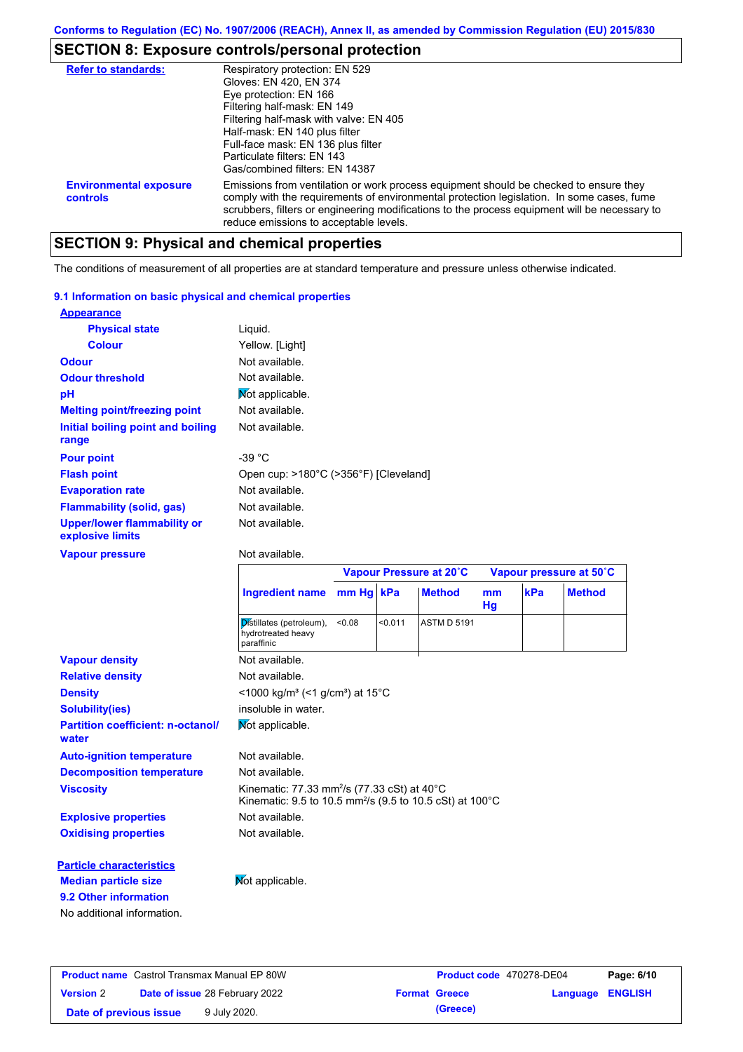Conforms to Regulation (EC) No. 1907/2006 (REACH), Annex II, as amended by Commission Regulation (EU) 2015/830

## SECTION 8: Exposure controls/personal protection

| | |
|---|---|
| **Refer to standards:** | Respiratory protection: EN 529<br>Gloves: EN 420, EN 374<br>Eye protection: EN 166<br>Filtering half-mask: EN 149<br>Filtering half-mask with valve: EN 405<br>Half-mask: EN 140 plus filter<br>Full-face mask: EN 136 plus filter<br>Particulate filters: EN 143<br>Gas/combined filters: EN 14387 |
| **Environmental exposure controls** | Emissions from ventilation or work process equipment should be checked to ensure they comply with the requirements of environmental protection legislation. In some cases, fume scrubbers, filters or engineering modifications to the process equipment will be necessary to reduce emissions to acceptable levels. |

## SECTION 9: Physical and chemical properties

The conditions of measurement of all properties are at standard temperature and pressure unless otherwise indicated.

### 9.1 Information on basic physical and chemical properties

**Appearance**

| | |
|---|---|
| **Physical state** | Liquid. |
| **Colour** | Yellow. [Light] |
| **Odour** | Not available. |
| **Odour threshold** | Not available. |
| **pH** | Not applicable. |
| **Melting point/freezing point** | Not available. |
| **Initial boiling point and boiling range** | Not available. |
| **Pour point** | -39 °C |
| **Flash point** | Open cup: >180°C (>356°F) [Cleveland] |
| **Evaporation rate** | Not available. |
| **Flammability (solid, gas)** | Not available. |
| **Upper/lower flammability or explosive limits** | Not available. |
| **Vapour pressure** | Not available. |

| | Vapour Pressure at 20˚C | | | Vapour pressure at 50˚C | | |
|---|---|---|---|---|---|---|
| **Ingredient name** | **mm Hg** | **kPa** | **Method** | **mm Hg** | **kPa** | **Method** |
| Distillates (petroleum), hydrotreated heavy paraffinic | <0.08 | <0.011 | ASTM D 5191 | | | |

| | |
|---|---|
| **Vapour density** | Not available. |
| **Relative density** | Not available. |
| **Density** | <1000 kg/m³ (<1 g/cm³) at 15°C |
| **Solubility(ies)** | insoluble in water. |
| **Partition coefficient: n-octanol/water** | Not applicable. |
| **Auto-ignition temperature** | Not available. |
| **Decomposition temperature** | Not available. |
| **Viscosity** | Kinematic: 77.33 mm²/s (77.33 cSt) at 40°C<br>Kinematic: 9.5 to 10.5 mm²/s (9.5 to 10.5 cSt) at 100°C |
| **Explosive properties** | Not available. |
| **Oxidising properties** | Not available. |

**Particle characteristics**

| | |
|---|---|
| **Median particle size** | Not applicable. |

### 9.2 Other information

No additional information.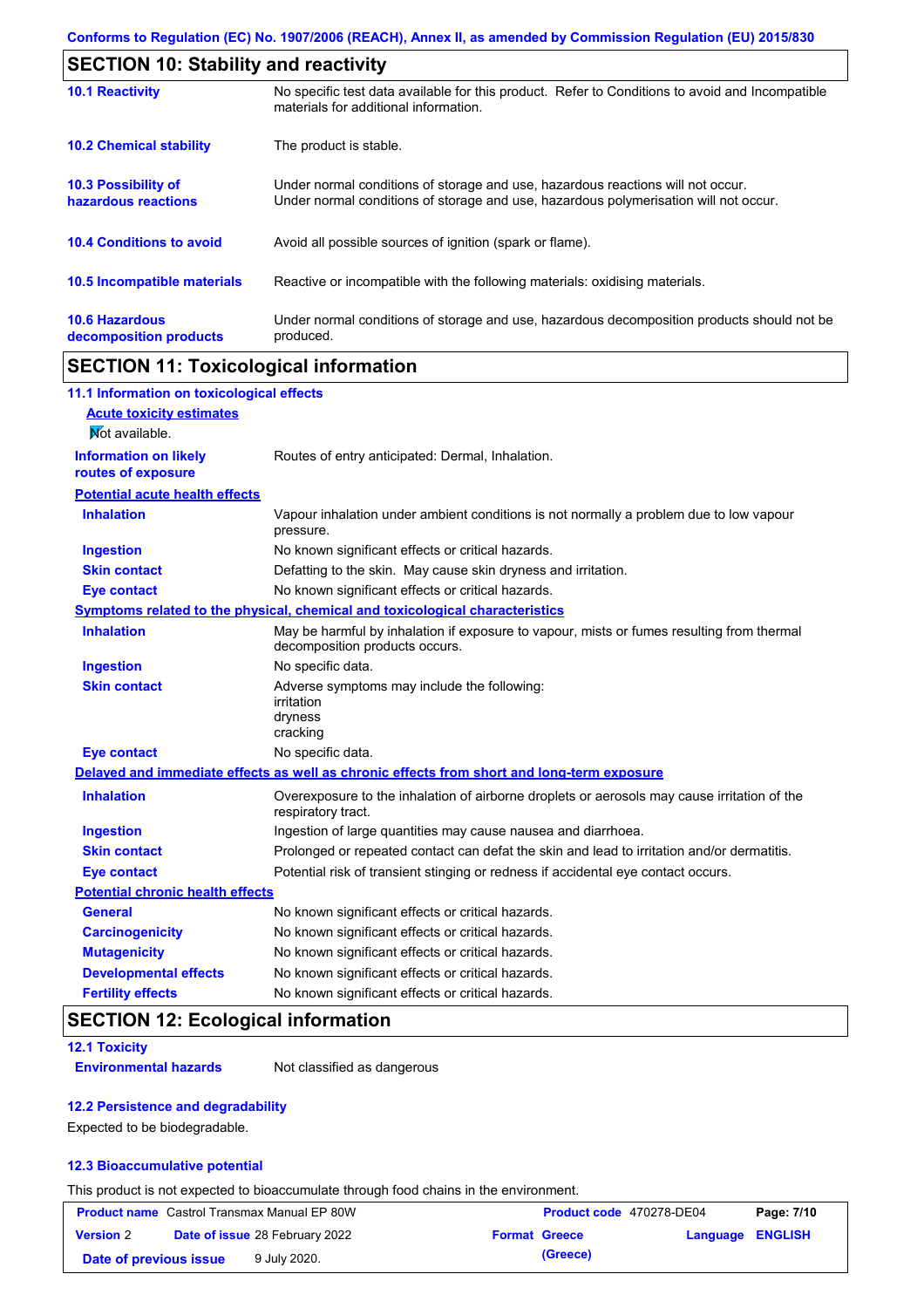## SECTION 10: Stability and reactivity

| | |
|---|---|
| **10.1 Reactivity** | No specific test data available for this product. Refer to Conditions to avoid and Incompatible materials for additional information. |
| **10.2 Chemical stability** | The product is stable. |
| **10.3 Possibility of hazardous reactions** | Under normal conditions of storage and use, hazardous reactions will not occur. Under normal conditions of storage and use, hazardous polymerisation will not occur. |
| **10.4 Conditions to avoid** | Avoid all possible sources of ignition (spark or flame). |
| **10.5 Incompatible materials** | Reactive or incompatible with the following materials: oxidising materials. |
| **10.6 Hazardous decomposition products** | Under normal conditions of storage and use, hazardous decomposition products should not be produced. |

## SECTION 11: Toxicological information

### 11.1 Information on toxicological effects

**Acute toxicity estimates**

Not available.

| | |
|---|---|
| **Information on likely routes of exposure** | Routes of entry anticipated: Dermal, Inhalation. |

**Potential acute health effects**

| | |
|---|---|
| **Inhalation** | Vapour inhalation under ambient conditions is not normally a problem due to low vapour pressure. |
| **Ingestion** | No known significant effects or critical hazards. |
| **Skin contact** | Defatting to the skin. May cause skin dryness and irritation. |
| **Eye contact** | No known significant effects or critical hazards. |

**Symptoms related to the physical, chemical and toxicological characteristics**

| | |
|---|---|
| **Inhalation** | May be harmful by inhalation if exposure to vapour, mists or fumes resulting from thermal decomposition products occurs. |
| **Ingestion** | No specific data. |
| **Skin contact** | Adverse symptoms may include the following:<br>irritation<br>dryness<br>cracking |
| **Eye contact** | No specific data. |

**Delayed and immediate effects as well as chronic effects from short and long-term exposure**

| | |
|---|---|
| **Inhalation** | Overexposure to the inhalation of airborne droplets or aerosols may cause irritation of the respiratory tract. |
| **Ingestion** | Ingestion of large quantities may cause nausea and diarrhoea. |
| **Skin contact** | Prolonged or repeated contact can defat the skin and lead to irritation and/or dermatitis. |
| **Eye contact** | Potential risk of transient stinging or redness if accidental eye contact occurs. |

**Potential chronic health effects**

| | |
|---|---|
| **General** | No known significant effects or critical hazards. |
| **Carcinogenicity** | No known significant effects or critical hazards. |
| **Mutagenicity** | No known significant effects or critical hazards. |
| **Developmental effects** | No known significant effects or critical hazards. |
| **Fertility effects** | No known significant effects or critical hazards. |

## SECTION 12: Ecological information

### 12.1 Toxicity

| | |
|---|---|
| **Environmental hazards** | Not classified as dangerous |

### 12.2 Persistence and degradability

Expected to be biodegradable.

### 12.3 Bioaccumulative potential

This product is not expected to bioaccumulate through food chains in the environment.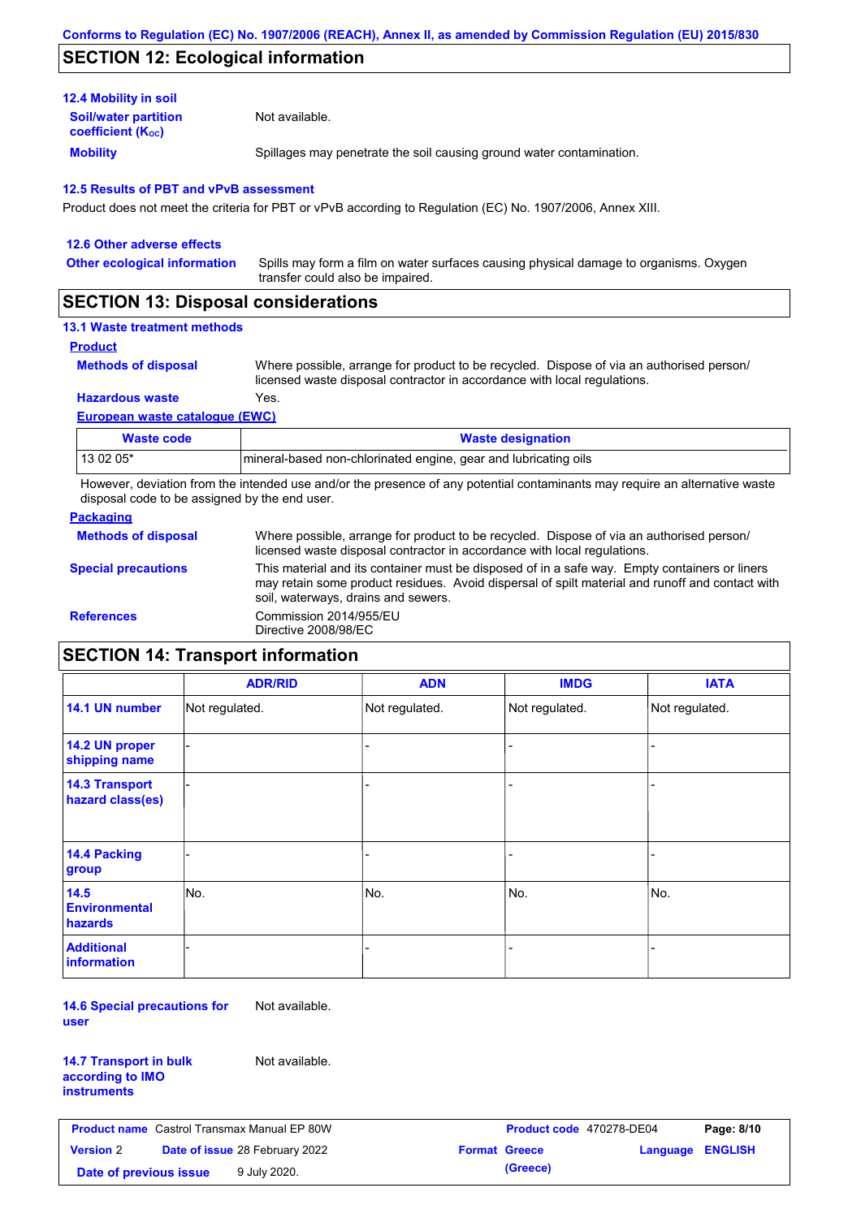## SECTION 12: Ecological information

### 12.4 Mobility in soil

**Soil/water partition coefficient ($K_{OC}$)**: Not available.

**Mobility**: Spillages may penetrate the soil causing ground water contamination.

### 12.5 Results of PBT and vPvB assessment

Product does not meet the criteria for PBT or vPvB according to Regulation (EC) No. 1907/2006, Annex XIII.

### 12.6 Other adverse effects

**Other ecological information**: Spills may form a film on water surfaces causing physical damage to organisms. Oxygen transfer could also be impaired.

## SECTION 13: Disposal considerations

### 13.1 Waste treatment methods

**Product**

**Methods of disposal**: Where possible, arrange for product to be recycled. Dispose of via an authorised person/ licensed waste disposal contractor in accordance with local regulations.

**Hazardous waste**: Yes.

**European waste catalogue (EWC)**

| Waste code | Waste designation |
|---|---|
| 13 02 05* | mineral-based non-chlorinated engine, gear and lubricating oils |

However, deviation from the intended use and/or the presence of any potential contaminants may require an alternative waste disposal code to be assigned by the end user.

**Packaging**

**Methods of disposal**: Where possible, arrange for product to be recycled. Dispose of via an authorised person/ licensed waste disposal contractor in accordance with local regulations.

**Special precautions**: This material and its container must be disposed of in a safe way. Empty containers or liners may retain some product residues. Avoid dispersal of spilt material and runoff and contact with soil, waterways, drains and sewers.

**References**: Commission 2014/955/EU
Directive 2008/98/EC

## SECTION 14: Transport information

| | ADR/RID | ADN | IMDG | IATA |
|---|---|---|---|---|
| **14.1 UN number** | Not regulated. | Not regulated. | Not regulated. | Not regulated. |
| **14.2 UN proper shipping name** | - | - | - | - |
| **14.3 Transport hazard class(es)** | - | - | - | - |
| **14.4 Packing group** | - | - | - | - |
| **14.5 Environmental hazards** | No. | No. | No. | No. |
| **Additional information** | - | - | - | - |

**14.6 Special precautions for user**: Not available.

**14.7 Transport in bulk according to IMO instruments**: Not available.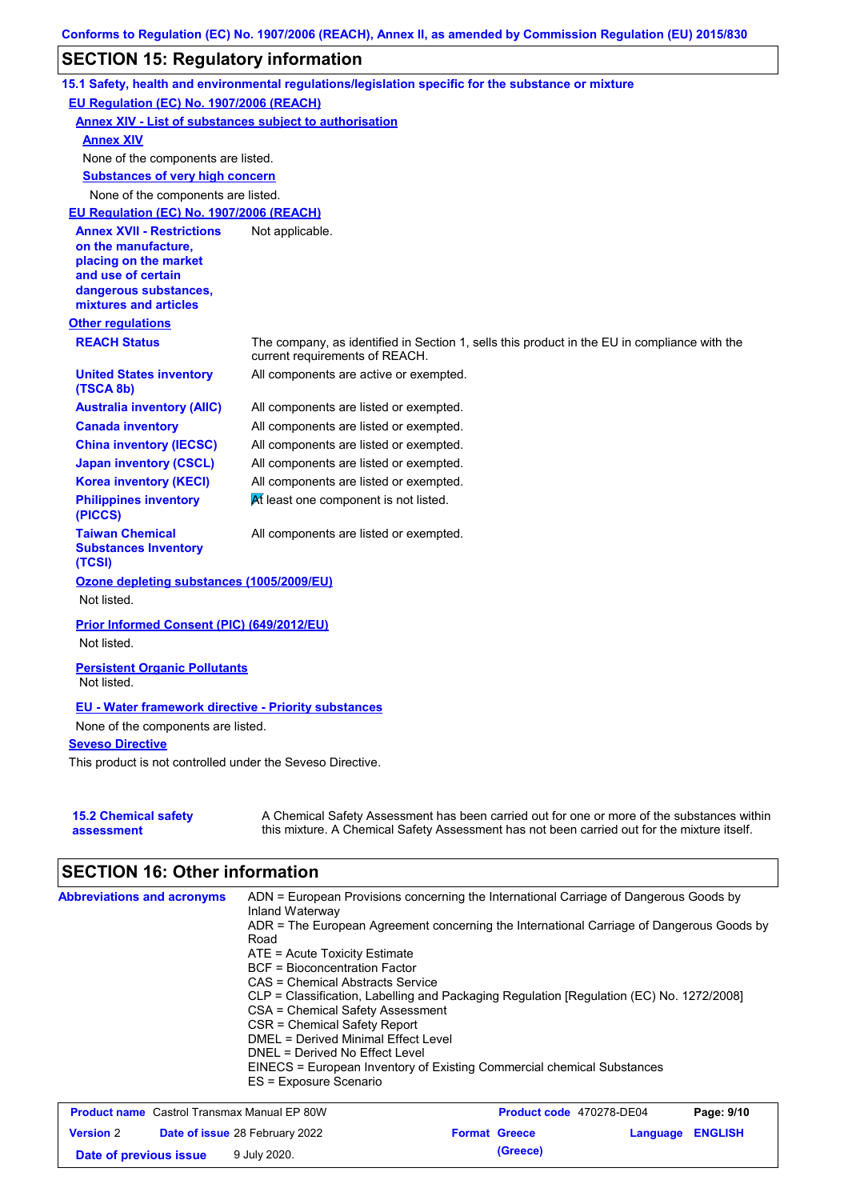## SECTION 15: Regulatory information

### 15.1 Safety, health and environmental regulations/legislation specific for the substance or mixture

**EU Regulation (EC) No. 1907/2006 (REACH)**

**Annex XIV - List of substances subject to authorisation**

**Annex XIV**

None of the components are listed.

**Substances of very high concern**

None of the components are listed.

**EU Regulation (EC) No. 1907/2006 (REACH)**

| | |
|---|---|
| **Annex XVII - Restrictions on the manufacture, placing on the market and use of certain dangerous substances, mixtures and articles** | Not applicable. |

**Other regulations**

| | |
|---|---|
| **REACH Status** | The company, as identified in Section 1, sells this product in the EU in compliance with the current requirements of REACH. |
| **United States inventory (TSCA 8b)** | All components are active or exempted. |
| **Australia inventory (AIIC)** | All components are listed or exempted. |
| **Canada inventory** | All components are listed or exempted. |
| **China inventory (IECSC)** | All components are listed or exempted. |
| **Japan inventory (CSCL)** | All components are listed or exempted. |
| **Korea inventory (KECI)** | All components are listed or exempted. |
| **Philippines inventory (PICCS)** | At least one component is not listed. |
| **Taiwan Chemical Substances Inventory (TCSI)** | All components are listed or exempted. |

**Ozone depleting substances (1005/2009/EU)**

Not listed.

**Prior Informed Consent (PIC) (649/2012/EU)**

Not listed.

**Persistent Organic Pollutants**

Not listed.

**EU - Water framework directive - Priority substances**

None of the components are listed.

**Seveso Directive**

This product is not controlled under the Seveso Directive.

| | |
|---|---|
| **15.2 Chemical safety assessment** | A Chemical Safety Assessment has been carried out for one or more of the substances within this mixture. A Chemical Safety Assessment has not been carried out for the mixture itself. |

## SECTION 16: Other information

**Abbreviations and acronyms**

ADN = European Provisions concerning the International Carriage of Dangerous Goods by Inland Waterway
ADR = The European Agreement concerning the International Carriage of Dangerous Goods by Road
ATE = Acute Toxicity Estimate
BCF = Bioconcentration Factor
CAS = Chemical Abstracts Service
CLP = Classification, Labelling and Packaging Regulation [Regulation (EC) No. 1272/2008]
CSA = Chemical Safety Assessment
CSR = Chemical Safety Report
DMEL = Derived Minimal Effect Level
DNEL = Derived No Effect Level
EINECS = European Inventory of Existing Commercial chemical Substances
ES = Exposure Scenario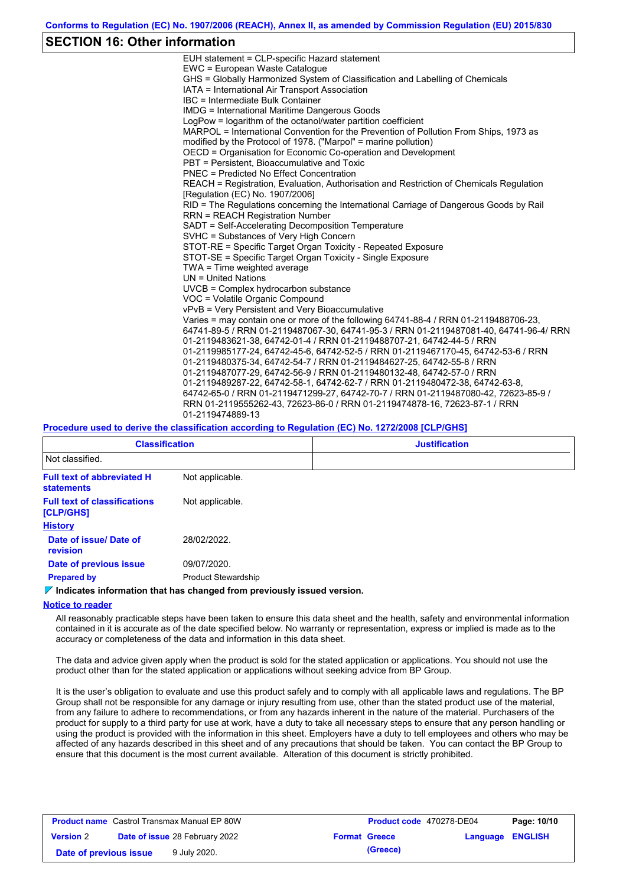## SECTION 16: Other information

EUH statement = CLP-specific Hazard statement
EWC = European Waste Catalogue
GHS = Globally Harmonized System of Classification and Labelling of Chemicals
IATA = International Air Transport Association
IBC = Intermediate Bulk Container
IMDG = International Maritime Dangerous Goods
LogPow = logarithm of the octanol/water partition coefficient
MARPOL = International Convention for the Prevention of Pollution From Ships, 1973 as modified by the Protocol of 1978. ("Marpol" = marine pollution)
OECD = Organisation for Economic Co-operation and Development
PBT = Persistent, Bioaccumulative and Toxic
PNEC = Predicted No Effect Concentration
REACH = Registration, Evaluation, Authorisation and Restriction of Chemicals Regulation [Regulation (EC) No. 1907/2006]
RID = The Regulations concerning the International Carriage of Dangerous Goods by Rail
RRN = REACH Registration Number
SADT = Self-Accelerating Decomposition Temperature
SVHC = Substances of Very High Concern
STOT-RE = Specific Target Organ Toxicity - Repeated Exposure
STOT-SE = Specific Target Organ Toxicity - Single Exposure
TWA = Time weighted average
UN = United Nations
UVCB = Complex hydrocarbon substance
VOC = Volatile Organic Compound
vPvB = Very Persistent and Very Bioaccumulative
Varies = may contain one or more of the following 64741-88-4 / RRN 01-2119488706-23, 64741-89-5 / RRN 01-2119487067-30, 64741-95-3 / RRN 01-2119487081-40, 64741-96-4/ RRN 01-2119483621-38, 64742-01-4 / RRN 01-2119488707-21, 64742-44-5 / RRN 01-2119985177-24, 64742-45-6, 64742-52-5 / RRN 01-2119467170-45, 64742-53-6 / RRN 01-2119480375-34, 64742-54-7 / RRN 01-2119484627-25, 64742-55-8 / RRN 01-2119487077-29, 64742-56-9 / RRN 01-2119480132-48, 64742-57-0 / RRN 01-2119489287-22, 64742-58-1, 64742-62-7 / RRN 01-2119480472-38, 64742-63-8, 64742-65-0 / RRN 01-2119471299-27, 64742-70-7 / RRN 01-2119487080-42, 72623-85-9 / RRN 01-2119555262-43, 72623-86-0 / RRN 01-2119474878-16, 72623-87-1 / RRN 01-2119474889-13

**Procedure used to derive the classification according to Regulation (EC) No. 1272/2008 [CLP/GHS]**

| Classification | Justification |
|---|---|
| Not classified. | |

**Full text of abbreviated H statements**: Not applicable.

**Full text of classifications [CLP/GHS]**: Not applicable.

**History**

**Date of issue/ Date of revision**: 28/02/2022.

**Date of previous issue**: 09/07/2020.

**Prepared by**: Product Stewardship

**Indicates information that has changed from previously issued version.**

**Notice to reader**

All reasonably practicable steps have been taken to ensure this data sheet and the health, safety and environmental information contained in it is accurate as of the date specified below. No warranty or representation, express or implied is made as to the accuracy or completeness of the data and information in this data sheet.

The data and advice given apply when the product is sold for the stated application or applications. You should not use the product other than for the stated application or applications without seeking advice from BP Group.

It is the user's obligation to evaluate and use this product safely and to comply with all applicable laws and regulations. The BP Group shall not be responsible for any damage or injury resulting from use, other than the stated product use of the material, from any failure to adhere to recommendations, or from any hazards inherent in the nature of the material. Purchasers of the product for supply to a third party for use at work, have a duty to take all necessary steps to ensure that any person handling or using the product is provided with the information in this sheet. Employers have a duty to tell employees and others who may be affected of any hazards described in this sheet and of any precautions that should be taken. You can contact the BP Group to ensure that this document is the most current available. Alteration of this document is strictly prohibited.